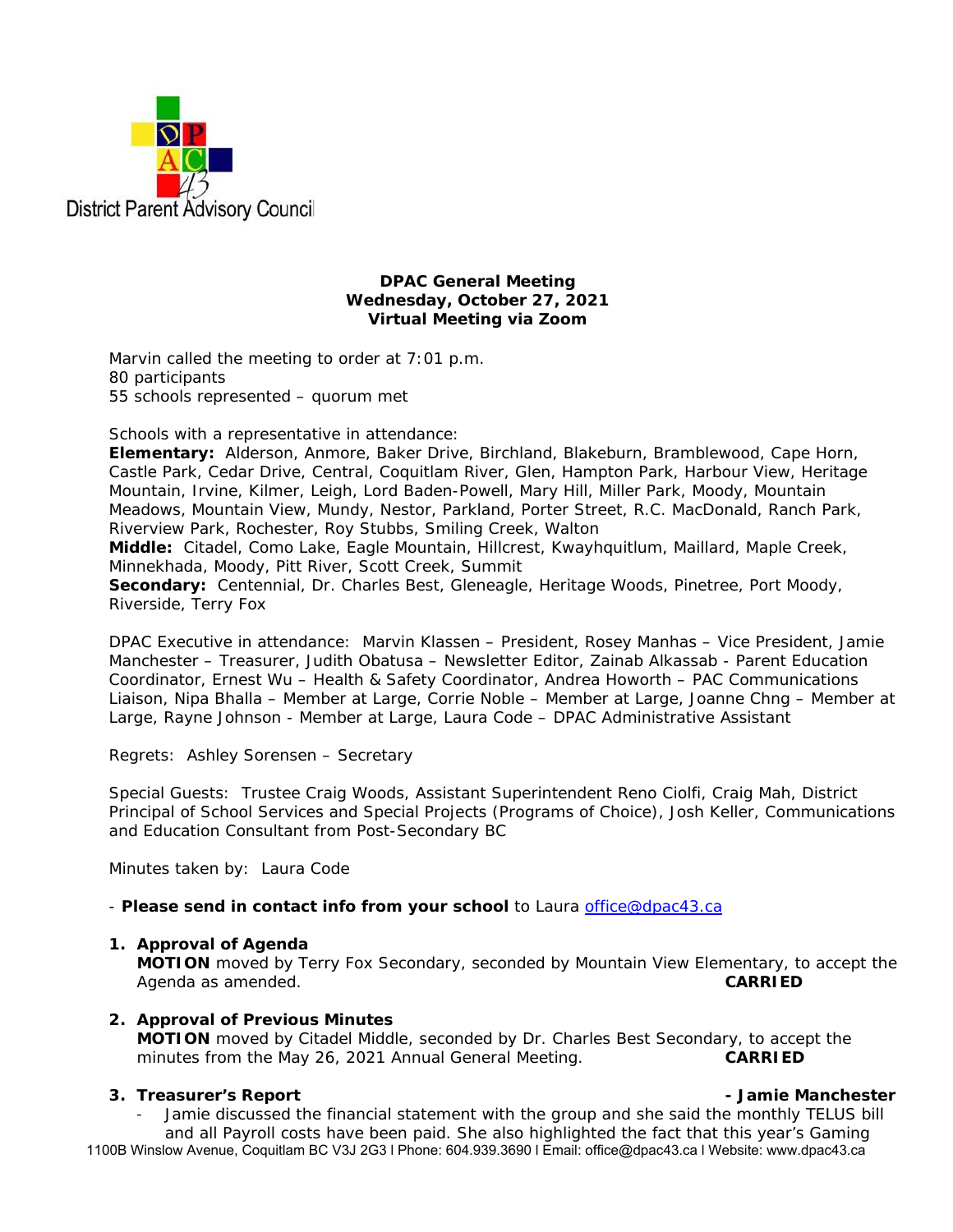District Parent Advisory Council

**DPAC General Meeting**
**Wednesday, October 27, 2021**
**Virtual Meeting via Zoom**

Marvin called the meeting to order at 7:01 p.m.
80 participants
55 schools represented – quorum met

Schools with a representative in attendance:
**Elementary:** Alderson, Anmore, Baker Drive, Birchland, Blakeburn, Bramblewood, Cape Horn, Castle Park, Cedar Drive, Central, Coquitlam River, Glen, Hampton Park, Harbour View, Heritage Mountain, Irvine, Kilmer, Leigh, Lord Baden-Powell, Mary Hill, Miller Park, Moody, Mountain Meadows, Mountain View, Mundy, Nestor, Parkland, Porter Street, R.C. MacDonald, Ranch Park, Riverview Park, Rochester, Roy Stubbs, Smiling Creek, Walton
**Middle:** Citadel, Como Lake, Eagle Mountain, Hillcrest, Kwayhquitlum, Maillard, Maple Creek, Minnekhada, Moody, Pitt River, Scott Creek, Summit
**Secondary:** Centennial, Dr. Charles Best, Gleneagle, Heritage Woods, Pinetree, Port Moody, Riverside, Terry Fox

DPAC Executive in attendance: Marvin Klassen – President, Rosey Manhas – Vice President, Jamie Manchester – Treasurer, Judith Obatusa – Newsletter Editor, Zainab Alkassab - Parent Education Coordinator, Ernest Wu – Health & Safety Coordinator, Andrea Howorth – PAC Communications Liaison, Nipa Bhalla – Member at Large, Corrie Noble – Member at Large, Joanne Chng – Member at Large, Rayne Johnson - Member at Large, Laura Code – DPAC Administrative Assistant

Regrets: Ashley Sorensen – Secretary

Special Guests: Trustee Craig Woods, Assistant Superintendent Reno Ciolfi, Craig Mah, District Principal of School Services and Special Projects (Programs of Choice), Josh Keller, Communications and Education Consultant from Post-Secondary BC

Minutes taken by: Laura Code

- **Please send in contact info from your school** to Laura office@dpac43.ca

1. **Approval of Agenda**
   **MOTION** moved by Terry Fox Secondary, seconded by Mountain View Elementary, to accept the Agenda as amended. **CARRIED**

2. **Approval of Previous Minutes**
   **MOTION** moved by Citadel Middle, seconded by Dr. Charles Best Secondary, to accept the minutes from the May 26, 2021 Annual General Meeting. **CARRIED**

3. **Treasurer's Report** **- Jamie Manchester**
   - Jamie discussed the financial statement with the group and she said the monthly TELUS bill and all Payroll costs have been paid. She also highlighted the fact that this year's Gaming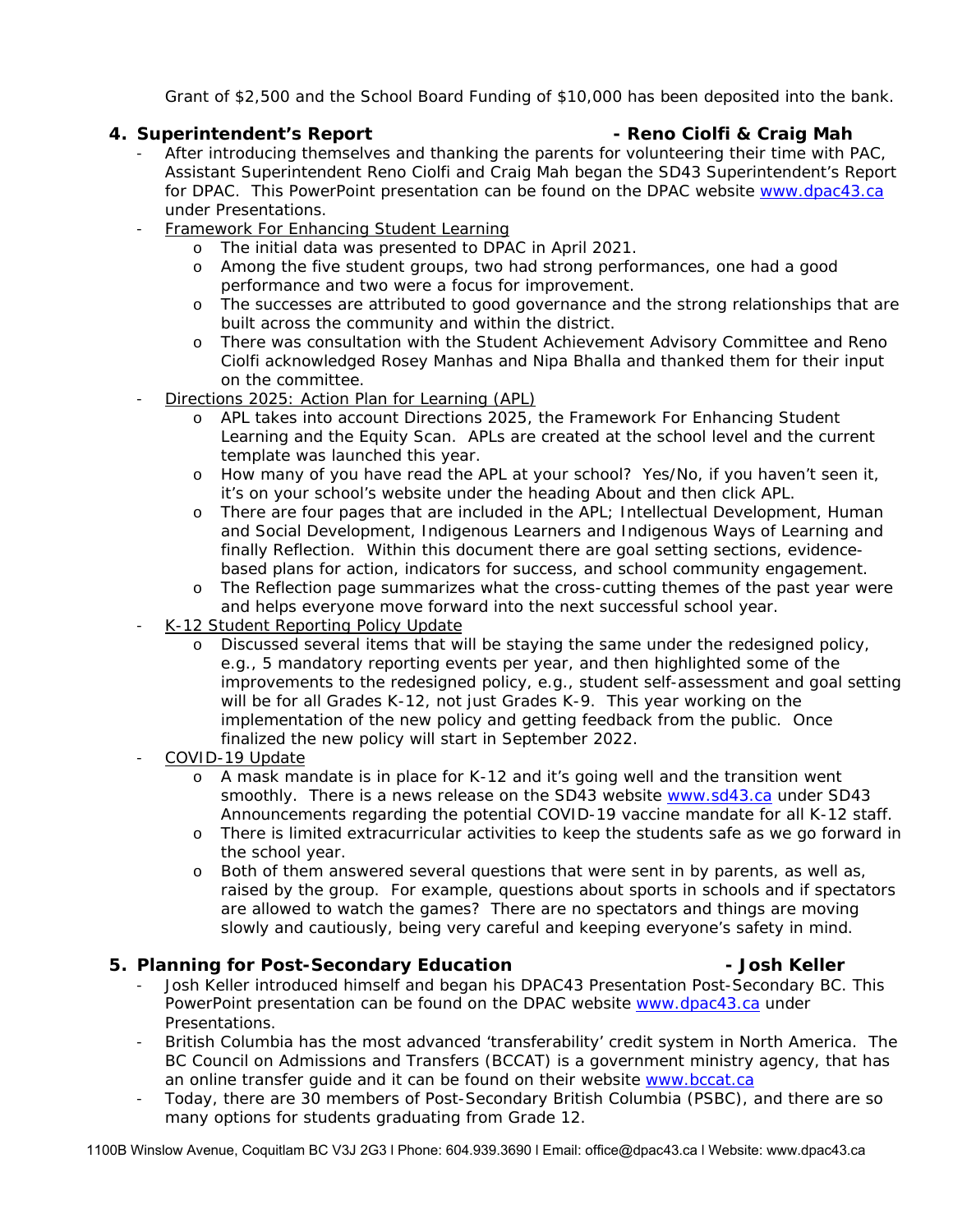Grant of $2,500 and the School Board Funding of $10,000 has been deposited into the bank.

## 4. Superintendent's Report - Reno Ciolfi & Craig Mah

- After introducing themselves and thanking the parents for volunteering their time with PAC, Assistant Superintendent Reno Ciolfi and Craig Mah began the SD43 Superintendent's Report for DPAC. This PowerPoint presentation can be found on the DPAC website www.dpac43.ca under Presentations.
- Framework For Enhancing Student Learning
  - The initial data was presented to DPAC in April 2021.
  - Among the five student groups, two had strong performances, one had a good performance and two were a focus for improvement.
  - The successes are attributed to good governance and the strong relationships that are built across the community and within the district.
  - There was consultation with the Student Achievement Advisory Committee and Reno Ciolfi acknowledged Rosey Manhas and Nipa Bhalla and thanked them for their input on the committee.
- Directions 2025: Action Plan for Learning (APL)
  - APL takes into account Directions 2025, the Framework For Enhancing Student Learning and the Equity Scan. APLs are created at the school level and the current template was launched this year.
  - How many of you have read the APL at your school? Yes/No, if you haven't seen it, it's on your school's website under the heading About and then click APL.
  - There are four pages that are included in the APL; Intellectual Development, Human and Social Development, Indigenous Learners and Indigenous Ways of Learning and finally Reflection. Within this document there are goal setting sections, evidence-based plans for action, indicators for success, and school community engagement.
  - The Reflection page summarizes what the cross-cutting themes of the past year were and helps everyone move forward into the next successful school year.
- K-12 Student Reporting Policy Update
  - Discussed several items that will be staying the same under the redesigned policy, e.g., 5 mandatory reporting events per year, and then highlighted some of the improvements to the redesigned policy, e.g., student self-assessment and goal setting will be for all Grades K-12, not just Grades K-9. This year working on the implementation of the new policy and getting feedback from the public. Once finalized the new policy will start in September 2022.
- COVID-19 Update
  - A mask mandate is in place for K-12 and it's going well and the transition went smoothly. There is a news release on the SD43 website www.sd43.ca under SD43 Announcements regarding the potential COVID-19 vaccine mandate for all K-12 staff.
  - There is limited extracurricular activities to keep the students safe as we go forward in the school year.
  - Both of them answered several questions that were sent in by parents, as well as, raised by the group. For example, questions about sports in schools and if spectators are allowed to watch the games? There are no spectators and things are moving slowly and cautiously, being very careful and keeping everyone's safety in mind.

## 5. Planning for Post-Secondary Education - Josh Keller

- Josh Keller introduced himself and began his DPAC43 Presentation Post-Secondary BC. This PowerPoint presentation can be found on the DPAC website www.dpac43.ca under Presentations.
- British Columbia has the most advanced 'transferability' credit system in North America. The BC Council on Admissions and Transfers (BCCAT) is a government ministry agency, that has an online transfer guide and it can be found on their website www.bccat.ca
- Today, there are 30 members of Post-Secondary British Columbia (PSBC), and there are so many options for students graduating from Grade 12.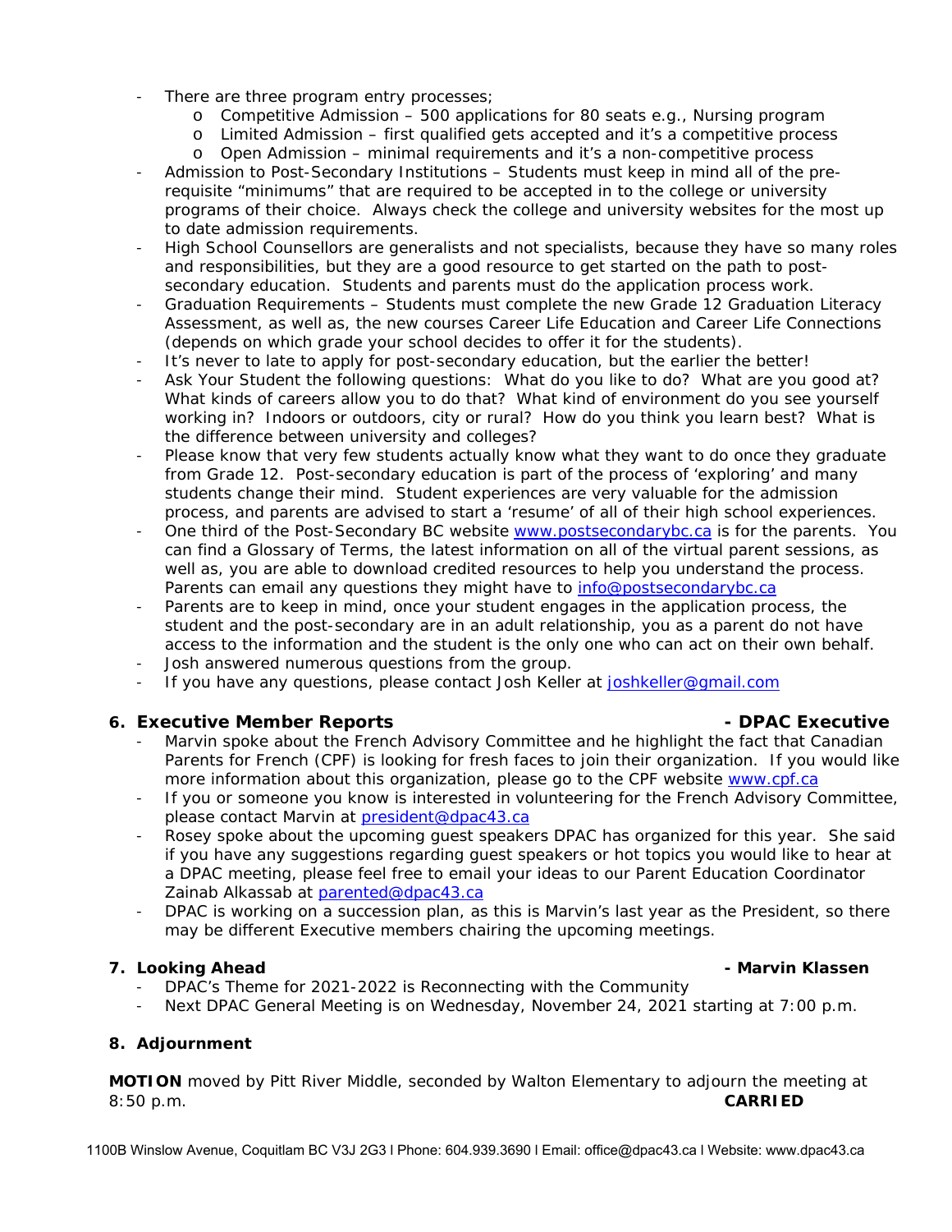- There are three program entry processes;
  - Competitive Admission – 500 applications for 80 seats e.g., Nursing program
  - Limited Admission – first qualified gets accepted and it's a competitive process
  - Open Admission – minimal requirements and it's a non-competitive process
- Admission to Post-Secondary Institutions – Students must keep in mind all of the pre-requisite "minimums" that are required to be accepted in to the college or university programs of their choice. Always check the college and university websites for the most up to date admission requirements.
- High School Counsellors are generalists and not specialists, because they have so many roles and responsibilities, but they are a good resource to get started on the path to post-secondary education. Students and parents must do the application process work.
- Graduation Requirements – Students must complete the new Grade 12 Graduation Literacy Assessment, as well as, the new courses Career Life Education and Career Life Connections (depends on which grade your school decides to offer it for the students).
- It's never to late to apply for post-secondary education, but the earlier the better!
- Ask Your Student the following questions: What do you like to do? What are you good at? What kinds of careers allow you to do that? What kind of environment do you see yourself working in? Indoors or outdoors, city or rural? How do you think you learn best? What is the difference between university and colleges?
- Please know that very few students actually know what they want to do once they graduate from Grade 12. Post-secondary education is part of the process of 'exploring' and many students change their mind. Student experiences are very valuable for the admission process, and parents are advised to start a 'resume' of all of their high school experiences.
- One third of the Post-Secondary BC website www.postsecondarybc.ca is for the parents. You can find a Glossary of Terms, the latest information on all of the virtual parent sessions, as well as, you are able to download credited resources to help you understand the process. Parents can email any questions they might have to info@postsecondarybc.ca
- Parents are to keep in mind, once your student engages in the application process, the student and the post-secondary are in an adult relationship, you as a parent do not have access to the information and the student is the only one who can act on their own behalf.
- Josh answered numerous questions from the group.
- If you have any questions, please contact Josh Keller at joshkeller@gmail.com

## 6. Executive Member Reports - DPAC Executive

- Marvin spoke about the French Advisory Committee and he highlight the fact that Canadian Parents for French (CPF) is looking for fresh faces to join their organization. If you would like more information about this organization, please go to the CPF website www.cpf.ca
- If you or someone you know is interested in volunteering for the French Advisory Committee, please contact Marvin at president@dpac43.ca
- Rosey spoke about the upcoming guest speakers DPAC has organized for this year. She said if you have any suggestions regarding guest speakers or hot topics you would like to hear at a DPAC meeting, please feel free to email your ideas to our Parent Education Coordinator Zainab Alkassab at parented@dpac43.ca
- DPAC is working on a succession plan, as this is Marvin's last year as the President, so there may be different Executive members chairing the upcoming meetings.

## 7. Looking Ahead - Marvin Klassen

- DPAC's Theme for 2021-2022 is Reconnecting with the Community
- Next DPAC General Meeting is on Wednesday, November 24, 2021 starting at 7:00 p.m.

## 8. Adjournment

**MOTION** moved by Pitt River Middle, seconded by Walton Elementary to adjourn the meeting at 8:50 p.m. **CARRIED**